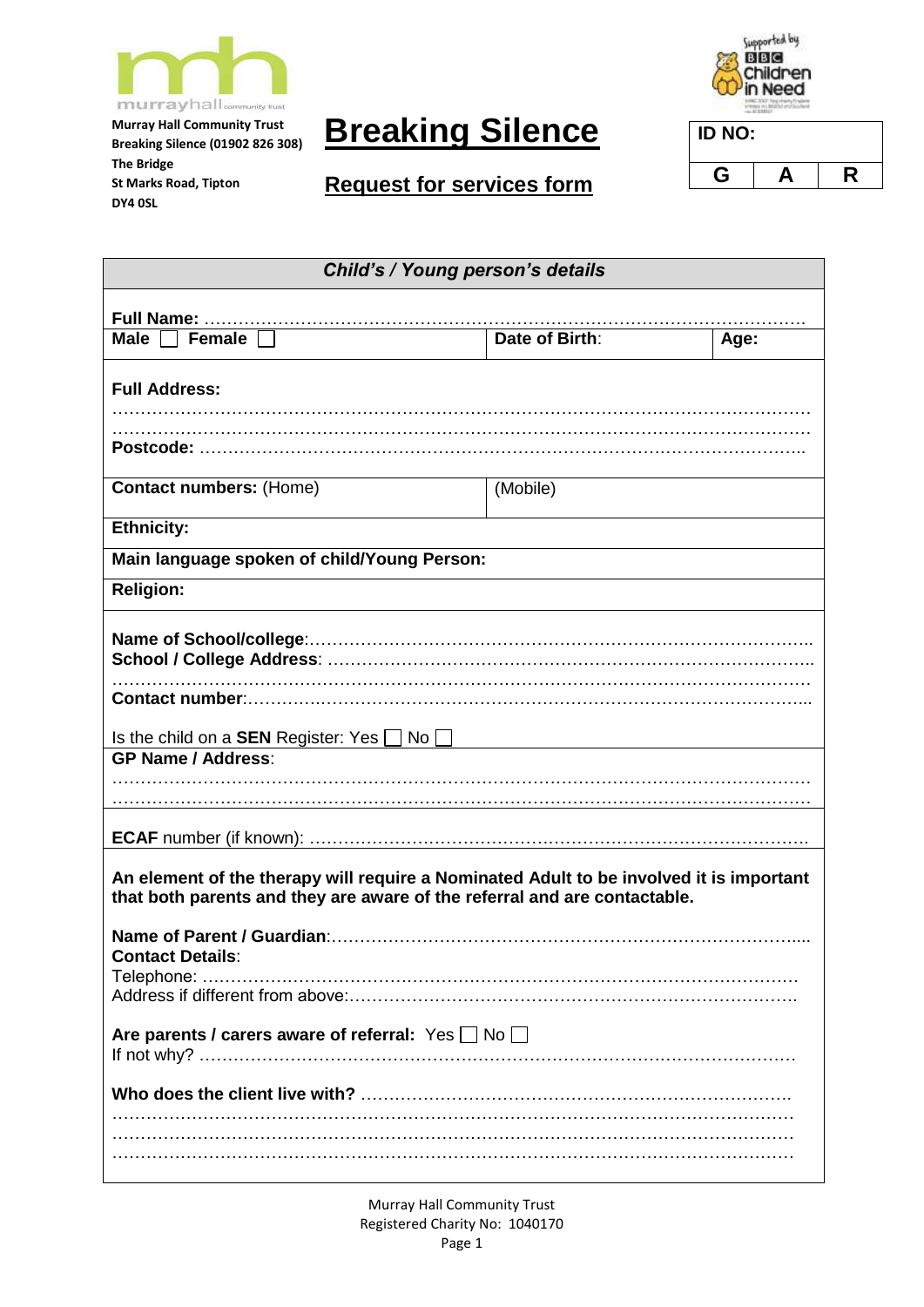murrayhall community trust

**Murray Hall Community Trust**
**Breaking Silence (01902 826 308)**
**The Bridge**
**St Marks Road, Tipton**
**DY4 0SL**

# Breaking Silence

## Request for services form

Supported by BBC Children in Need

| ID NO: | | |
|---|---|---|
| G | A | R |

| *Child's / Young person's details* | | |
|---|---|---|
| **Full Name:** ……………………………………………………………………………………………… | | |
| **Male** ☐ **Female** ☐ | **Date of Birth**: | **Age:** |
| **Full Address:** ……………………………………………………………………………………………… ……………………………………………………………………………………………… **Postcode:** ……………………………………………………………………………………………… | | |
| **Contact numbers:** (Home) | (Mobile) | |
| **Ethnicity:** | | |
| **Main language spoken of child/Young Person:** | | |
| **Religion:** | | |
| **Name of School/college**:……………………………………………………………………………… **School / College Address**: ……………………………………………………………………………… ……………………………………………………………………………………………… **Contact number**:……………………………………………………………………………………… Is the child on a **SEN** Register: Yes ☐ No ☐ | | |
| **GP Name / Address**: ……………………………………………………………………………………………… ……………………………………………………………………………………………… | | |
| **ECAF** number (if known): ……………………………………………………………………………… | | |
| **An element of the therapy will require a Nominated Adult to be involved it is important that both parents and they are aware of the referral and are contactable.** **Name of Parent / Guardian**:……………………………………………………………………… **Contact Details**: Telephone: ……………………………………………………………………………………… Address if different from above:…………………………………………………………………… **Are parents / carers aware of referral:** Yes ☐ No ☐ If not why? ……………………………………………………………………………………………… **Who does the client live with?** ……………………………………………………………………… ……………………………………………………………………………………………… ……………………………………………………………………………………………… ……………………………………………………………………………………………… | | |

Murray Hall Community Trust
Registered Charity No: 1040170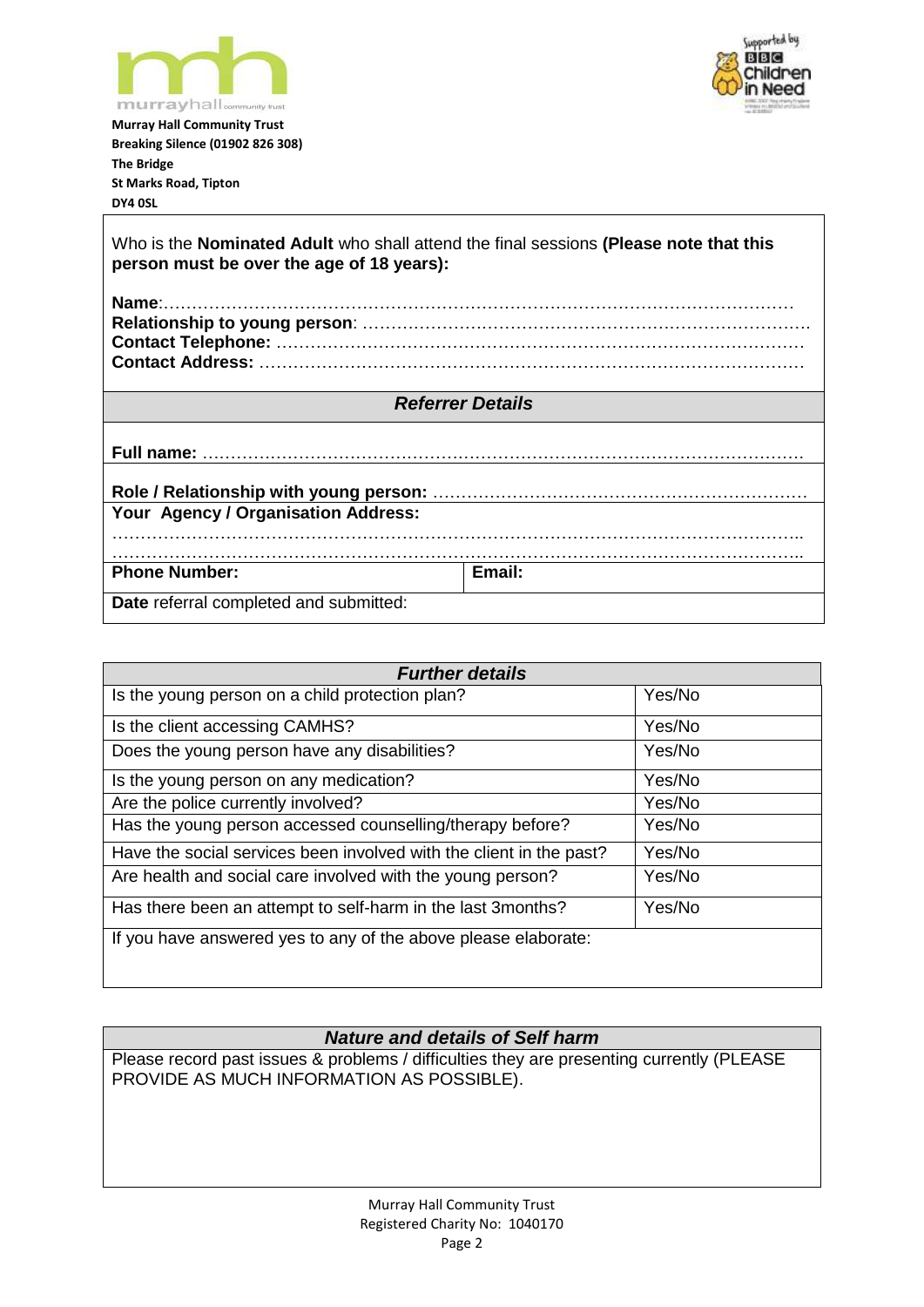**Murray Hall Community Trust**
**Breaking Silence (01902 826 308)**
**The Bridge**
**St Marks Road, Tipton**
**DY4 0SL**

Who is the **Nominated Adult** who shall attend the final sessions **(Please note that this person must be over the age of 18 years):**

**Name**:……………………………………………………………………………………………
**Relationship to young person**: ……………………………………………………………………
**Contact Telephone:** ………………………………………………………………………………
**Contact Address:** …………………………………………………………………………………

### *Referrer Details*

**Full name:** ………………………………………………………………………………………….

**Role / Relationship with young person:** …………………………………………………………
**Your Agency / Organisation Address:**
……………………………………………………………………………………………………………
……………………………………………………………………………………………………………

| **Phone Number:** | **Email:** |
|---|---|

**Date** referral completed and submitted:

| ***Further details*** | |
|---|---|
| Is the young person on a child protection plan? | Yes/No |
| Is the client accessing CAMHS? | Yes/No |
| Does the young person have any disabilities? | Yes/No |
| Is the young person on any medication? | Yes/No |
| Are the police currently involved? | Yes/No |
| Has the young person accessed counselling/therapy before? | Yes/No |
| Have the social services been involved with the client in the past? | Yes/No |
| Are health and social care involved with the young person? | Yes/No |
| Has there been an attempt to self-harm in the last 3months? | Yes/No |
| If you have answered yes to any of the above please elaborate: | |

### *Nature and details of Self harm*

Please record past issues & problems / difficulties they are presenting currently (PLEASE PROVIDE AS MUCH INFORMATION AS POSSIBLE).

Murray Hall Community Trust
Registered Charity No: 1040170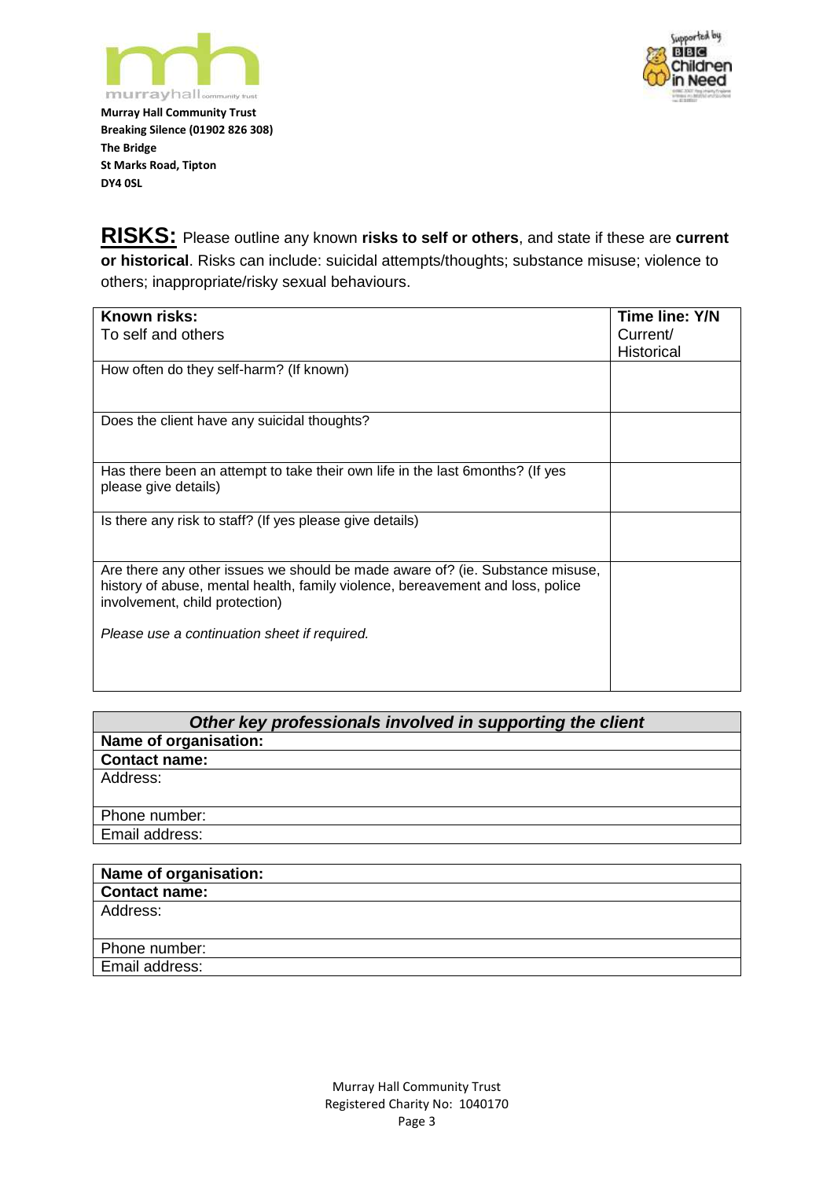**Murray Hall Community Trust**
**Breaking Silence (01902 826 308)**
**The Bridge**
**St Marks Road, Tipton**
**DY4 0SL**

**RISKS:** Please outline any known **risks to self or others**, and state if these are **current or historical**. Risks can include: suicidal attempts/thoughts; substance misuse; violence to others; inappropriate/risky sexual behaviours.

| **Known risks:** To self and others | **Time line: Y/N** Current/ Historical |
|---|---|
| How often do they self-harm? (If known) | |
| Does the client have any suicidal thoughts? | |
| Has there been an attempt to take their own life in the last 6months? (If yes please give details) | |
| Is there any risk to staff? (If yes please give details) | |
| Are there any other issues we should be made aware of? (ie. Substance misuse, history of abuse, mental health, family violence, bereavement and loss, police involvement, child protection)<br><br>*Please use a continuation sheet if required.* | |

| ***Other key professionals involved in supporting the client*** |
|---|
| **Name of organisation:** |
| **Contact name:** |
| Address: |
| Phone number: |
| Email address: |

| **Name of organisation:** |
|---|
| **Contact name:** |
| Address: |
| Phone number: |
| Email address: |

Murray Hall Community Trust
Registered Charity No: 1040170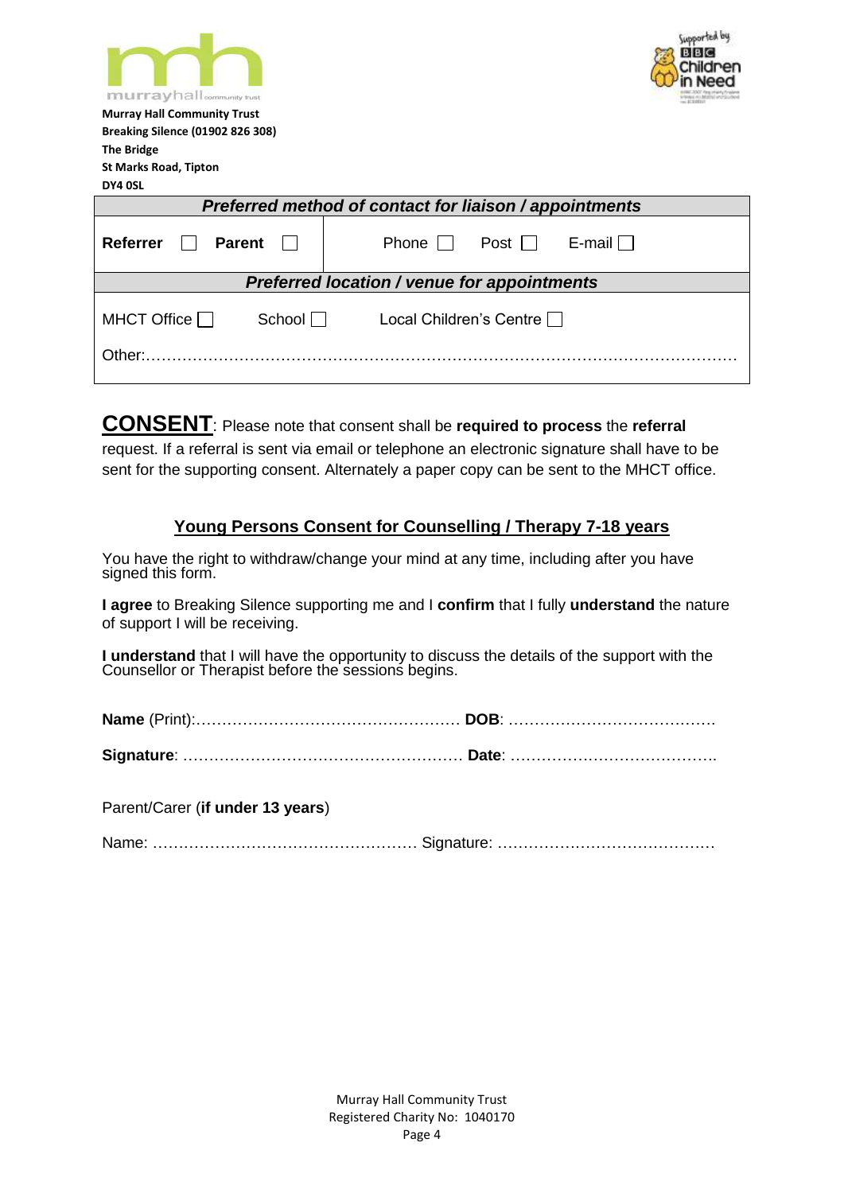**Murray Hall Community Trust**
**Breaking Silence (01902 826 308)**
**The Bridge**
**St Marks Road, Tipton**
**DY4 0SL**

| *Preferred method of contact for liaison / appointments* | |
|---|---|
| **Referrer** ☐ **Parent** ☐ | Phone ☐ Post ☐ E-mail ☐ |
| ***Preferred location / venue for appointments*** | |
| MHCT Office ☐ School ☐ Local Children's Centre ☐<br>Other:………………………………………………………………………………………………… | |

**CONSENT**: Please note that consent shall be **required to process** the **referral** request. If a referral is sent via email or telephone an electronic signature shall have to be sent for the supporting consent. Alternately a paper copy can be sent to the MHCT office.

## Young Persons Consent for Counselling / Therapy 7-18 years

You have the right to withdraw/change your mind at any time, including after you have signed this form.

**I agree** to Breaking Silence supporting me and I **confirm** that I fully **understand** the nature of support I will be receiving.

**I understand** that I will have the opportunity to discuss the details of the support with the Counsellor or Therapist before the sessions begins.

**Name** (Print):…………………………………………… **DOB**: …………………………………

**Signature**: ……………………………………………… **Date**: ………………………………….

Parent/Carer (**if under 13 years**)

Name: …………………………………………… Signature: ……………………………………

Murray Hall Community Trust
Registered Charity No: 1040170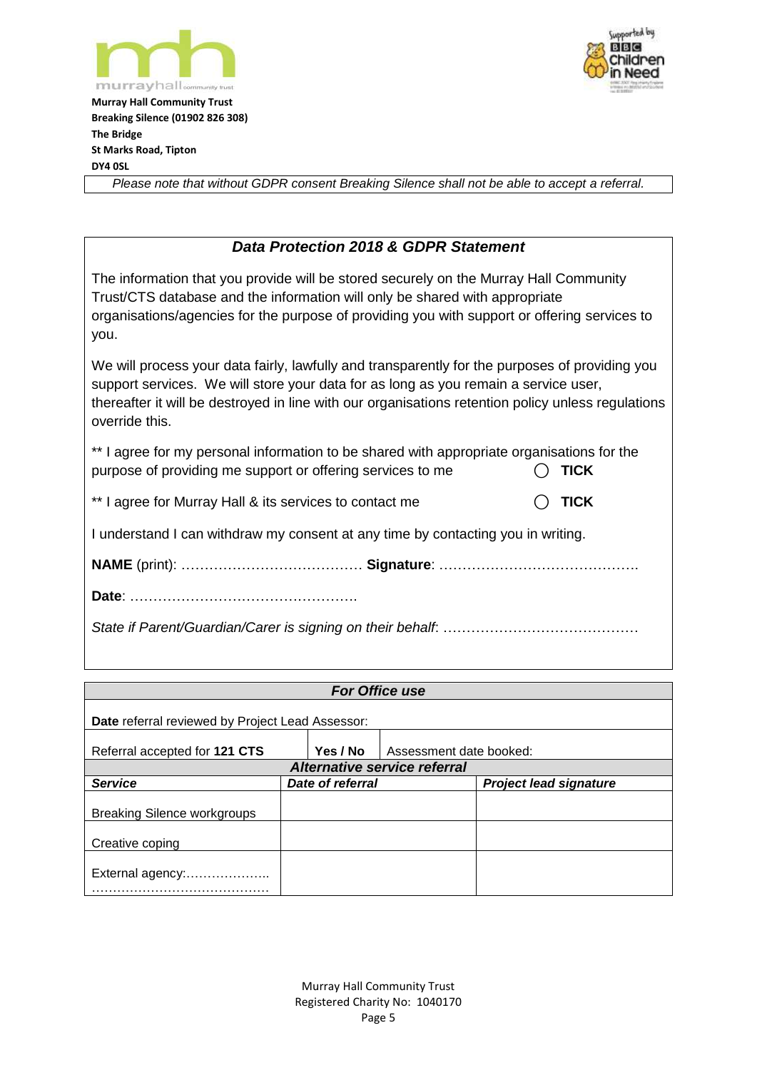**Murray Hall Community Trust**
**Breaking Silence (01902 826 308)**
**The Bridge**
**St Marks Road, Tipton**
**DY4 0SL**

*Please note that without GDPR consent Breaking Silence shall not be able to accept a referral.*

### *Data Protection 2018 & GDPR Statement*

The information that you provide will be stored securely on the Murray Hall Community Trust/CTS database and the information will only be shared with appropriate organisations/agencies for the purpose of providing you with support or offering services to you.

We will process your data fairly, lawfully and transparently for the purposes of providing you support services. We will store your data for as long as you remain a service user, thereafter it will be destroyed in line with our organisations retention policy unless regulations override this.

** I agree for my personal information to be shared with appropriate organisations for the purpose of providing me support or offering services to me ◯ **TICK**

** I agree for Murray Hall & its services to contact me ◯ **TICK**

I understand I can withdraw my consent at any time by contacting you in writing.

**NAME** (print): ………………………………… **Signature**: …………………………………….

**Date**: ………………………………………….

*State if Parent/Guardian/Carer is signing on their behalf*: ……………………………………

| *For Office use* | | | |
|---|---|---|---|
| **Date** referral reviewed by Project Lead Assessor: | | | |
| Referral accepted for **121 CTS** | **Yes / No** | Assessment date booked: | |

| ***Alternative service referral*** | | |
|---|---|---|
| ***Service*** | ***Date of referral*** | ***Project lead signature*** |
| Breaking Silence workgroups | | |
| Creative coping | | |
| External agency:……………….. …………………………………… | | |

Murray Hall Community Trust
Registered Charity No: 1040170